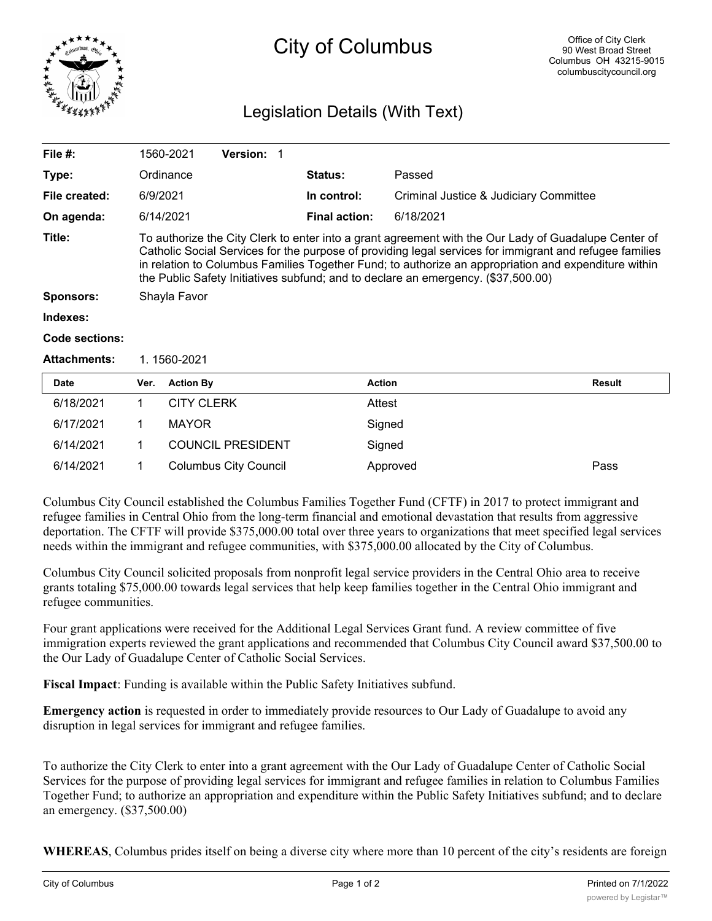# City of Columbus

Office of City Clerk
90 West Broad Street
Columbus OH 43215-9015
columbuscitycouncil.org

## Legislation Details (With Text)

| | | | |
|---|---|---|---|
| **File #:** | 1560-2021 **Version:** 1 | | |
| **Type:** | Ordinance | **Status:** | Passed |
| **File created:** | 6/9/2021 | **In control:** | Criminal Justice & Judiciary Committee |
| **On agenda:** | 6/14/2021 | **Final action:** | 6/18/2021 |

**Title:** To authorize the City Clerk to enter into a grant agreement with the Our Lady of Guadalupe Center of Catholic Social Services for the purpose of providing legal services for immigrant and refugee families in relation to Columbus Families Together Fund; to authorize an appropriation and expenditure within the Public Safety Initiatives subfund; and to declare an emergency. ($37,500.00)

**Sponsors:** Shayla Favor

**Indexes:**

**Code sections:**

**Attachments:** 1. 1560-2021

| Date | Ver. | Action By | Action | Result |
|---|---|---|---|---|
| 6/18/2021 | 1 | CITY CLERK | Attest | |
| 6/17/2021 | 1 | MAYOR | Signed | |
| 6/14/2021 | 1 | COUNCIL PRESIDENT | Signed | |
| 6/14/2021 | 1 | Columbus City Council | Approved | Pass |

Columbus City Council established the Columbus Families Together Fund (CFTF) in 2017 to protect immigrant and refugee families in Central Ohio from the long-term financial and emotional devastation that results from aggressive deportation. The CFTF will provide $375,000.00 total over three years to organizations that meet specified legal services needs within the immigrant and refugee communities, with $375,000.00 allocated by the City of Columbus.

Columbus City Council solicited proposals from nonprofit legal service providers in the Central Ohio area to receive grants totaling $75,000.00 towards legal services that help keep families together in the Central Ohio immigrant and refugee communities.

Four grant applications were received for the Additional Legal Services Grant fund. A review committee of five immigration experts reviewed the grant applications and recommended that Columbus City Council award $37,500.00 to the Our Lady of Guadalupe Center of Catholic Social Services.

**Fiscal Impact**: Funding is available within the Public Safety Initiatives subfund.

**Emergency action** is requested in order to immediately provide resources to Our Lady of Guadalupe to avoid any disruption in legal services for immigrant and refugee families.

To authorize the City Clerk to enter into a grant agreement with the Our Lady of Guadalupe Center of Catholic Social Services for the purpose of providing legal services for immigrant and refugee families in relation to Columbus Families Together Fund; to authorize an appropriation and expenditure within the Public Safety Initiatives subfund; and to declare an emergency. ($37,500.00)

**WHEREAS**, Columbus prides itself on being a diverse city where more than 10 percent of the city's residents are foreign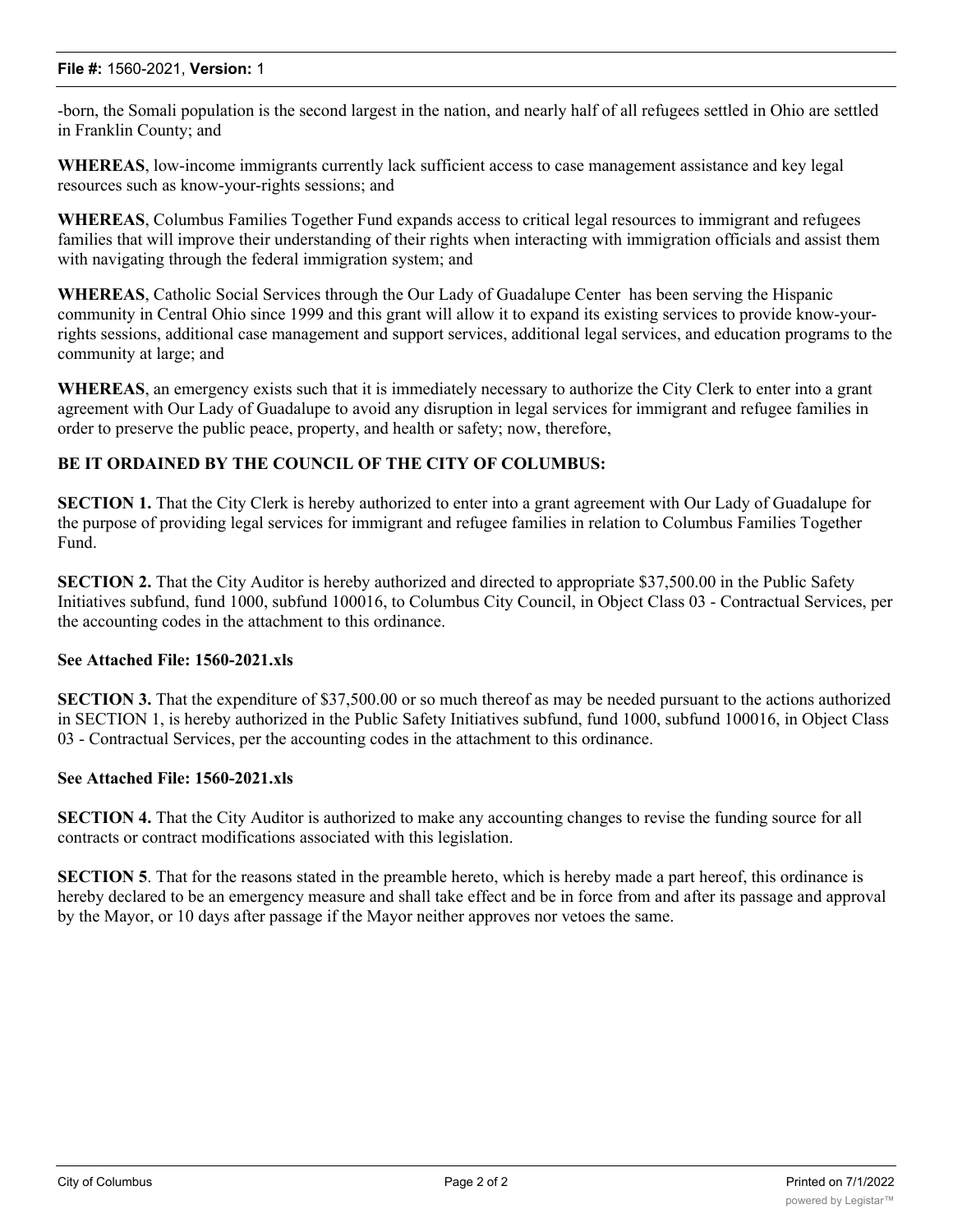-born, the Somali population is the second largest in the nation, and nearly half of all refugees settled in Ohio are settled in Franklin County; and

**WHEREAS**, low-income immigrants currently lack sufficient access to case management assistance and key legal resources such as know-your-rights sessions; and

**WHEREAS**, Columbus Families Together Fund expands access to critical legal resources to immigrant and refugees families that will improve their understanding of their rights when interacting with immigration officials and assist them with navigating through the federal immigration system; and

**WHEREAS**, Catholic Social Services through the Our Lady of Guadalupe Center has been serving the Hispanic community in Central Ohio since 1999 and this grant will allow it to expand its existing services to provide know-your-rights sessions, additional case management and support services, additional legal services, and education programs to the community at large; and

**WHEREAS**, an emergency exists such that it is immediately necessary to authorize the City Clerk to enter into a grant agreement with Our Lady of Guadalupe to avoid any disruption in legal services for immigrant and refugee families in order to preserve the public peace, property, and health or safety; now, therefore,

**BE IT ORDAINED BY THE COUNCIL OF THE CITY OF COLUMBUS:**

**SECTION 1.** That the City Clerk is hereby authorized to enter into a grant agreement with Our Lady of Guadalupe for the purpose of providing legal services for immigrant and refugee families in relation to Columbus Families Together Fund.

**SECTION 2.** That the City Auditor is hereby authorized and directed to appropriate $37,500.00 in the Public Safety Initiatives subfund, fund 1000, subfund 100016, to Columbus City Council, in Object Class 03 - Contractual Services, per the accounting codes in the attachment to this ordinance.

**See Attached File: 1560-2021.xls**

**SECTION 3.** That the expenditure of $37,500.00 or so much thereof as may be needed pursuant to the actions authorized in SECTION 1, is hereby authorized in the Public Safety Initiatives subfund, fund 1000, subfund 100016, in Object Class 03 - Contractual Services, per the accounting codes in the attachment to this ordinance.

**See Attached File: 1560-2021.xls**

**SECTION 4.** That the City Auditor is authorized to make any accounting changes to revise the funding source for all contracts or contract modifications associated with this legislation.

**SECTION 5**. That for the reasons stated in the preamble hereto, which is hereby made a part hereof, this ordinance is hereby declared to be an emergency measure and shall take effect and be in force from and after its passage and approval by the Mayor, or 10 days after passage if the Mayor neither approves nor vetoes the same.